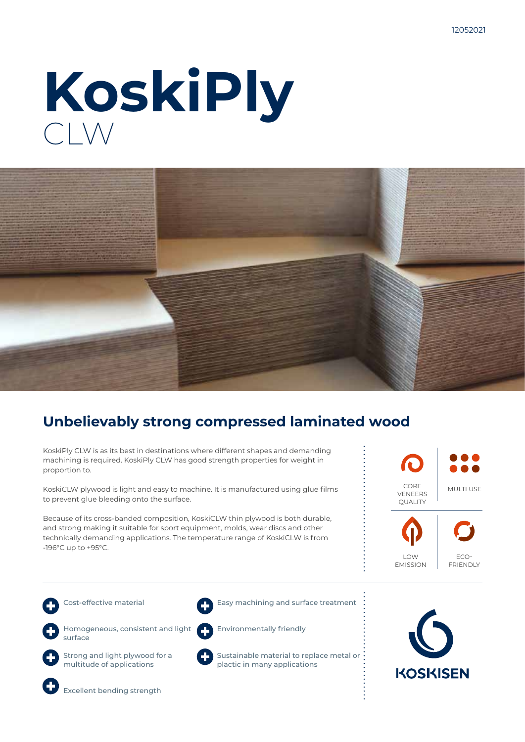12052021

# KoskiPly
CLW

## Unbelievably strong compressed laminated wood

KoskiPly CLW is as its best in destinations where different shapes and demanding machining is required. KoskiPly CLW has good strength properties for weight in proportion to.

KoskiCLW plywood is light and easy to machine. It is manufactured using glue films to prevent glue bleeding onto the surface.

Because of its cross-banded composition, KoskiCLW thin plywood is both durable, and strong making it suitable for sport equipment, molds, wear discs and other technically demanding applications. The temperature range of KoskiCLW is from -196°C up to +95°C.

CORE VENEERS QUALITY

MULTI USE

LOW EMISSION

ECO-FRIENDLY

- Cost-effective material
- Homogeneous, consistent and light surface
- Strong and light plywood for a multitude of applications
- Excellent bending strength
- Easy machining and surface treatment
- Environmentally friendly
- Sustainable material to replace metal or plactic in many applications

KOSKISEN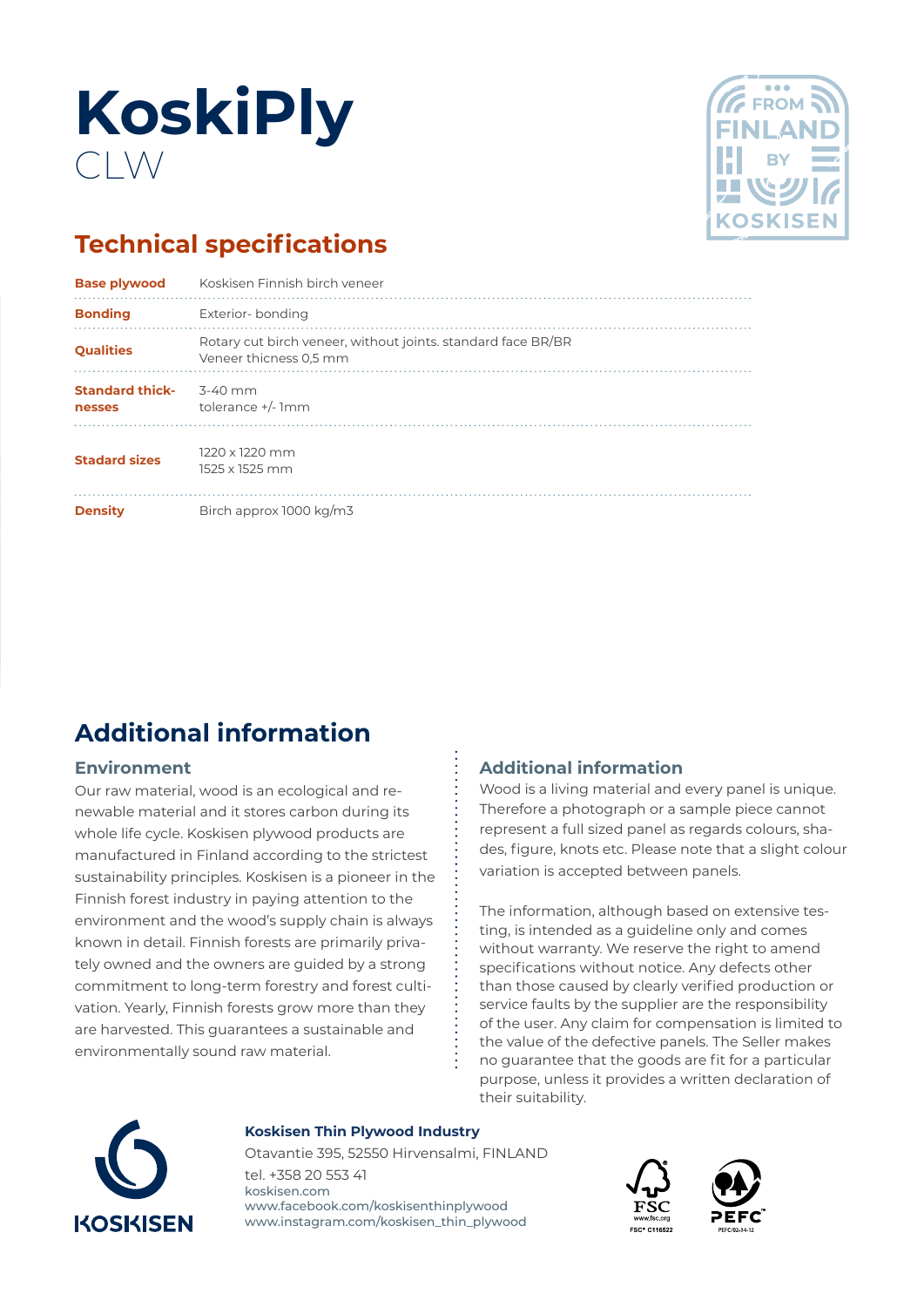# KoskiPly

CLW

## Technical specifications

| | |
|---|---|
| **Base plywood** | Koskisen Finnish birch veneer |
| **Bonding** | Exterior- bonding |
| **Qualities** | Rotary cut birch veneer, without joints. standard face BR/BR<br>Veneer thicness 0,5 mm |
| **Standard thick-nesses** | 3-40 mm<br>tolerance +/- 1mm |
| **Stadard sizes** | 1220 x 1220 mm<br>1525 x 1525 mm |
| **Density** | Birch approx 1000 kg/m3 |

## Additional information

### Environment

Our raw material, wood is an ecological and re-newable material and it stores carbon during its whole life cycle. Koskisen plywood products are manufactured in Finland according to the strictest sustainability principles. Koskisen is a pioneer in the Finnish forest industry in paying attention to the environment and the wood's supply chain is always known in detail. Finnish forests are primarily priva-tely owned and the owners are guided by a strong commitment to long-term forestry and forest culti-vation. Yearly, Finnish forests grow more than they are harvested. This guarantees a sustainable and environmentally sound raw material.

### Additional information

Wood is a living material and every panel is unique. Therefore a photograph or a sample piece cannot represent a full sized panel as regards colours, sha-des, figure, knots etc. Please note that a slight colour variation is accepted between panels.

The information, although based on extensive tes-ting, is intended as a guideline only and comes without warranty. We reserve the right to amend specifications without notice. Any defects other than those caused by clearly verified production or service faults by the supplier are the responsibility of the user. Any claim for compensation is limited to the value of the defective panels. The Seller makes no guarantee that the goods are fit for a particular purpose, unless it provides a written declaration of their suitability.

**Koskisen Thin Plywood Industry**

Otavantie 395, 52550 Hirvensalmi, FINLAND

tel. +358 20 553 41

koskisen.com

www.facebook.com/koskisenthinplywood

www.instagram.com/koskisen_thin_plywood